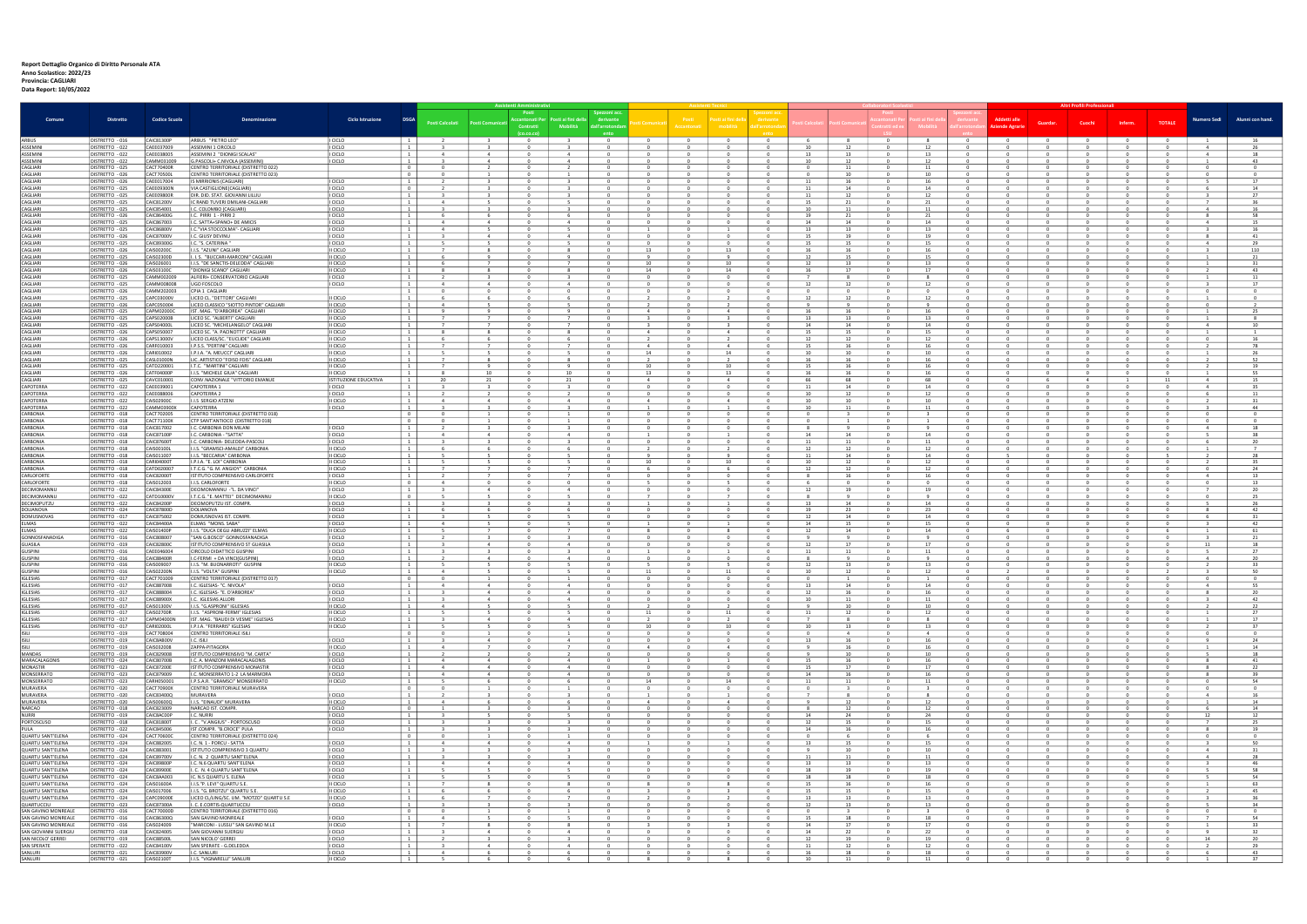**Report Dettaglio Organico di Diritto Personale ATA**
**Anno Scolastico: 2022/23**
**Provincia: CAGLIARI**
**Data Report: 10/05/2022**

| Comune | Distretto | Codice Scuola | Denominazione | Ciclo Istruzione | DSGA | Assistenti Amministrativi | | | | | Assistenti Tecnici | | | | Collaboratori Scolastici | | | | | Altri Profili Professionali | | | | | Numero Sedi | Alunni con hand. |
|---|---|---|---|---|---|---|---|---|---|---|---|---|---|---|---|---|---|---|---|---|---|---|---|---|---|---|
| | | | | | | Posti Calcolati | Posti Comunicati | Posti Accantonati Per Contratti (co.co.co) | Posti ai fini della Mobilità | Spezzoni ecc. derivante dall'arrotondamento | Posti Comunicati | Posti Accantonati | Posti ai fini della mobilità | Spezzoni ecc. derivante dall'arrotondamento | Posti Calcolati | Posti Comunicati | Posti Accantonati Per Contratti ed ex LSU | Posti ai fini della Mobilità | Spezzoni ecc. derivante dall'arrotondamento | Addetti alle Aziende Agrarie | Guardar. | Cuochi | Inferm. | TOTALE | | |
| ARBUS | DISTRETTO - 016 | CAIC81300P | ARBUS "PIETRO LEO" | I CICLO | 1 | 2 | 3 | 0 | 3 | 0 | 0 | 0 | 0 | 0 | 6 | 8 | 0 | 8 | 0 | 0 | 0 | 0 | 0 | 0 | 1 | 16 |
| ASSEMINI | DISTRETTO - 022 | CAEE037009 | ASSEMINI 1 CIRCOLO | I CICLO | 1 | 3 | 3 | 0 | 3 | 0 | 0 | 0 | 0 | 0 | 10 | 12 | 0 | 12 | 0 | 0 | 0 | 0 | 0 | 0 | 4 | 26 |
| ASSEMINI | DISTRETTO - 022 | CAEE038005 | ASSEMINI 2 "DIONIGI SCALAS" | I CICLO | 1 | 4 | 4 | 0 | 4 | 0 | 0 | 0 | 0 | 0 | 13 | 13 | 0 | 13 | 0 | 0 | 0 | 0 | 0 | 0 | 4 | 18 |
| ASSEMINI | DISTRETTO - 022 | CAMM031009 | G.PASCOLI+ C.NIVOLA (ASSEMINI) | I CICLO | 1 | 3 | 4 | 0 | 4 | 0 | 0 | 0 | 0 | 0 | 10 | 12 | 0 | 12 | 0 | 0 | 0 | 0 | 0 | 0 | 1 | 43 |
| CAGLIARI | DISTRETTO - 025 | CACT70400R | CENTRO TERRITORIALE (DISTRETTO 022) | | 0 | 0 | 2 | 0 | 2 | 0 | 0 | 0 | 0 | 0 | 0 | 11 | 0 | 11 | 0 | 0 | 0 | 0 | 0 | 0 | 0 | 0 |
| CAGLIARI | DISTRETTO - 026 | CACT70500L | CENTRO TERRITORIALE (DISTRETTO 023) | | 0 | 0 | 1 | 0 | 1 | 0 | 0 | 0 | 0 | 0 | 0 | 10 | 0 | 10 | 0 | 0 | 0 | 0 | 0 | 0 | 0 | 0 |
| CAGLIARI | DISTRETTO - 026 | CAEE017004 | IS MIRRIONIS (CAGLIARI) | I CICLO | 1 | 2 | 3 | 0 | 3 | 0 | 0 | 0 | 0 | 0 | 11 | 16 | 0 | 16 | 0 | 0 | 0 | 0 | 0 | 0 | 5 | 17 |
| CAGLIARI | DISTRETTO - 025 | CAEE03300N | VIA CASTIGLIONE(CAGLIARI) | I CICLO | 0 | 2 | 3 | 0 | 3 | 0 | 0 | 0 | 0 | 0 | 11 | 14 | 0 | 14 | 0 | 0 | 0 | 0 | 0 | 0 | 6 | 14 |
| CAGLIARI | DISTRETTO - 025 | CAEE09800R | DIR. DID. STAT. GIOVANNI LILLIU | I CICLO | 1 | 3 | 3 | 0 | 3 | 0 | 0 | 0 | 0 | 0 | 11 | 12 | 0 | 12 | 0 | 0 | 0 | 0 | 0 | 0 | 3 | 27 |
| CAGLIARI | DISTRETTO - 026 | CAIC81200V | IC RAND TUVERI EMILIANI-CAGLIARI | I CICLO | 1 | 4 | 5 | 0 | 5 | 0 | 0 | 0 | 0 | 0 | 15 | 21 | 0 | 21 | 0 | 0 | 0 | 0 | 0 | 0 | 7 | 36 |
| CAGLIARI | DISTRETTO - 025 | CAIC854001 | I.C. COLOMBO (CAGLIARI) | I CICLO | 1 | 3 | 3 | 0 | 3 | 0 | 0 | 0 | 0 | 0 | 10 | 11 | 0 | 11 | 0 | 0 | 0 | 0 | 0 | 0 | 4 | 16 |
| CAGLIARI | DISTRETTO - 026 | CAIC86400G | I.C. PIRRI 1 - PIRRI 2 | I CICLO | 1 | 6 | 6 | 0 | 6 | 0 | 0 | 0 | 0 | 0 | 19 | 21 | 0 | 21 | 0 | 0 | 0 | 0 | 0 | 0 | 8 | 58 |
| CAGLIARI | DISTRETTO - 025 | CAIC867003 | I.C. SATTA+SPANO+ DE AMICIS | I CICLO | 1 | 4 | 4 | 0 | 4 | 0 | 0 | 0 | 0 | 0 | 14 | 14 | 0 | 14 | 0 | 0 | 0 | 0 | 0 | 0 | 4 | 15 |
| CAGLIARI | DISTRETTO - 025 | CAIC86800V | I.C."VIA STOCCOLMA"- CAGLIARI | I CICLO | 1 | 4 | 5 | 0 | 5 | 0 | 1 | 0 | 1 | 0 | 13 | 13 | 0 | 13 | 0 | 0 | 0 | 0 | 0 | 0 | 3 | 16 |
| CAGLIARI | DISTRETTO - 026 | CAIC87000V | I.C. GIUSY DEVINU | I CICLO | 1 | 3 | 4 | 0 | 4 | 0 | 0 | 0 | 0 | 0 | 15 | 19 | 0 | 19 | 0 | 0 | 0 | 0 | 0 | 0 | 8 | 41 |
| CAGLIARI | DISTRETTO - 025 | CAIC89300G | I.C."S. CATERINA " | I CICLO | 1 | 5 | 5 | 0 | 5 | 0 | 0 | 0 | 0 | 0 | 15 | 15 | 0 | 15 | 0 | 0 | 0 | 0 | 0 | 0 | 4 | 29 |
| CAGLIARI | DISTRETTO - 026 | CAIS00200C | I.I.S. "AZUNI" CAGLIARI | II CICLO | 1 | 7 | 8 | 0 | 8 | 0 | 13 | 0 | 13 | 0 | 16 | 16 | 0 | 16 | 0 | 0 | 0 | 0 | 0 | 0 | 3 | 110 |
| CAGLIARI | DISTRETTO - 025 | CAIS02300D | I. I.S. "BUCCARI-MARCONI" CAGLIARI | II CICLO | 1 | 6 | 9 | 0 | 9 | 0 | 9 | 0 | 9 | 0 | 12 | 15 | 0 | 15 | 0 | 0 | 0 | 0 | 0 | 0 | 1 | 21 |
| CAGLIARI | DISTRETTO - 026 | CAIS026001 | I.I.S. "DE SANCTIS-DELEDDA" CAGLIARI | II CICLO | 1 | 6 | 7 | 0 | 7 | 0 | 10 | 0 | 10 | 0 | 12 | 13 | 0 | 13 | 0 | 0 | 0 | 0 | 0 | 0 | 1 | 31 |
| CAGLIARI | DISTRETTO - 026 | CAIS03100C | "DIONIGI SCANO" CAGLIARI | II CICLO | 1 | 8 | 8 | 0 | 8 | 0 | 14 | 0 | 14 | 0 | 16 | 17 | 0 | 17 | 0 | 0 | 0 | 0 | 0 | 0 | 2 | 43 |
| CAGLIARI | DISTRETTO - 025 | CAMM002009 | ALFIERI+ CONSERVATORIO CAGLIARI | I CICLO | 1 | 2 | 3 | 0 | 3 | 0 | 0 | 0 | 0 | 0 | 7 | 8 | 0 | 8 | 0 | 0 | 0 | 0 | 0 | 0 | 1 | 11 |
| CAGLIARI | DISTRETTO - 025 | CAMM00800B | UGO FOSCOLO | I CICLO | 1 | 4 | 4 | 0 | 4 | 0 | 0 | 0 | 0 | 0 | 12 | 12 | 0 | 12 | 0 | 0 | 0 | 0 | 0 | 0 | 3 | 17 |
| CAGLIARI | DISTRETTO - 026 | CAMM202003 | CPIA 1 CAGLIARI | | 1 | 0 | 0 | 0 | 0 | 0 | 0 | 0 | 0 | 0 | 0 | 0 | 0 | 0 | 0 | 0 | 0 | 0 | 0 | 0 | 0 | 0 |
| CAGLIARI | DISTRETTO - 025 | CAPC01000X | LICEO CL."DETTORI" CAGLIARI | II CICLO | 1 | 6 | 6 | 0 | 6 | 0 | 2 | 0 | 2 | 0 | 12 | 12 | 0 | 12 | 0 | 0 | 0 | 0 | 0 | 0 | 1 | 0 |
| CAGLIARI | DISTRETTO - 026 | CAPC05000A | LICEO CLASSICO "SIOTTO PINTOR" CAGLIARI | II CICLO | 1 | 4 | 5 | 0 | 5 | 0 | 2 | 0 | 2 | 0 | 9 | 9 | 0 | 8 | 0 | 0 | 0 | 0 | 0 | 0 | 0 | 2 |
| CAGLIARI | DISTRETTO - 025 | CAPM01000C | IST. MAG. "D'ARBOREA" CAGLIARI | II CICLO | 1 | 9 | 9 | 0 | 9 | 0 | 4 | 0 | 4 | 0 | 16 | 16 | 0 | 16 | 0 | 0 | 0 | 0 | 0 | 0 | 1 | 25 |
| CAGLIARI | DISTRETTO - 025 | CAPS02000B | LICEO SC. "ALBERTI" CAGLIARI | II CICLO | 1 | 7 | 7 | 0 | 7 | 0 | 3 | 0 | 3 | 0 | 13 | 13 | 0 | 13 | 0 | 0 | 0 | 0 | 0 | 0 | 1 | 8 |
| CAGLIARI | DISTRETTO - 026 | CAPS04000L | LICEO SC. "MICHELANGELO" CAGLIARI | II CICLO | 1 | 7 | 7 | 0 | 7 | 0 | 3 | 0 | 3 | 0 | 14 | 14 | 0 | 14 | 0 | 0 | 0 | 0 | 0 | 0 | 4 | 10 |
| CAGLIARI | DISTRETTO - 026 | CAPS05000T | LICEO SC. "A. PACINOTTI" CAGLIARI | II CICLO | 1 | 8 | 8 | 0 | 8 | 0 | 4 | 0 | 4 | 0 | 15 | 15 | 0 | 15 | 0 | 0 | 0 | 0 | 0 | 0 | 1 | 1 |
| CAGLIARI | DISTRETTO - 025 | CAPS13000V | LICEO CLASS/SC. "EUCLIDE" CAGLIARI | II CICLO | 1 | 6 | 6 | 0 | 6 | 0 | 2 | 0 | 2 | 0 | 12 | 12 | 0 | 12 | 0 | 0 | 0 | 0 | 0 | 0 | 0 | 16 |
| CAGLIARI | DISTRETTO - 026 | CARF010003 | I.P.S.S. "PERTINI" CAGLIARI | II CICLO | 1 | 7 | 7 | 0 | 7 | 0 | 4 | 0 | 4 | 0 | 15 | 16 | 0 | 16 | 0 | 0 | 0 | 0 | 0 | 0 | 2 | 78 |
| CAGLIARI | DISTRETTO - 026 | CARI010002 | I.P.I.A. "A. MEUCCI" CAGLIARI | II CICLO | 1 | 5 | 5 | 0 | 5 | 0 | 14 | 0 | 14 | 0 | 10 | 10 | 0 | 10 | 0 | 0 | 0 | 0 | 0 | 0 | 1 | 26 |
| CAGLIARI | DISTRETTO - 025 | CASL01000N | LIC. ARTISTICO "FOISO FOIS" CAGLIARI | II CICLO | 1 | 7 | 8 | 0 | 8 | 0 | 2 | 0 | 2 | 0 | 16 | 16 | 0 | 16 | 0 | 0 | 0 | 0 | 0 | 0 | 2 | 52 |
| CAGLIARI | DISTRETTO - 025 | CATD220001 | I.T.C. " MARTINI" CAGLIARI | II CICLO | 1 | 7 | 9 | 0 | 9 | 0 | 10 | 0 | 10 | 0 | 15 | 16 | 0 | 16 | 0 | 0 | 0 | 0 | 0 | 0 | 2 | 19 |
| CAGLIARI | DISTRETTO - 026 | CATF04000P | I.T.I.S. "MICHELE GIUA" CAGLIARI | II CICLO | 1 | 8 | 10 | 0 | 10 | 0 | 13 | 0 | 13 | 0 | 16 | 16 | 0 | 16 | 0 | 0 | 0 | 0 | 0 | 0 | 1 | 55 |
| CAGLIARI | DISTRETTO - 025 | CAVC010001 | CONV.NAZIONALE "VITTORIO EMANUE | ISTITUZIONE EDUCATIVA | 1 | 20 | 21 | 0 | 21 | 0 | 4 | 0 | 4 | 0 | 66 | 68 | 0 | 68 | 0 | 0 | 6 | 4 | 1 | 11 | 4 | 15 |
| CAPOTERRA | DISTRETTO - 022 | CAEE039001 | CAPOTERRA 1 | I CICLO | 1 | 3 | 3 | 0 | 3 | 0 | 0 | 0 | 0 | 0 | 11 | 14 | 0 | 14 | 0 | 0 | 0 | 0 | 0 | 0 | 4 | 35 |
| CAPOTERRA | DISTRETTO - 022 | CAEE088006 | CAPOTERRA 2 | I CICLO | 1 | 2 | 2 | 0 | 2 | 0 | 0 | 0 | 0 | 0 | 10 | 12 | 0 | 12 | 0 | 0 | 0 | 0 | 0 | 0 | 6 | 11 |
| CAPOTERRA | DISTRETTO - 022 | CAIS02900C | I.I.S. SERGIO ATZENI | II CICLO | 1 | 4 | 4 | 0 | 4 | 0 | 4 | 0 | 4 | 0 | 10 | 10 | 0 | 10 | 0 | 0 | 0 | 0 | 0 | 0 | 2 | 31 |
| CAPOTERRA | DISTRETTO - 022 | CAMM03900X | CAPOTERRA | I CICLO | 1 | 3 | 3 | 0 | 3 | 0 | 1 | 0 | 1 | 0 | 10 | 11 | 0 | 11 | 0 | 0 | 0 | 0 | 0 | 0 | 3 | 44 |
| CARBONIA | DISTRETTO - 018 | CACT70200S | CENTRO TERRITORIALE (DISTRETTO 018) | | 0 | 0 | 1 | 0 | 1 | 0 | 0 | 0 | 0 | 0 | 0 | 3 | 0 | 3 | 0 | 0 | 0 | 0 | 0 | 0 | 0 | 0 |
| CARBONIA | DISTRETTO - 018 | CACT71100X | CTP SANT'ANTIOCO (DISTRETTO 018) | | 0 | 0 | 1 | 0 | 1 | 0 | 0 | 0 | 0 | 0 | 0 | 1 | 0 | 1 | 0 | 0 | 0 | 0 | 0 | 0 | 0 | 0 |
| CARBONIA | DISTRETTO - 018 | CAIC81700Z | I.C. CARBONIA DON MILANI | I CICLO | 1 | 2 | 3 | 0 | 3 | 0 | 0 | 0 | 0 | 0 | 8 | 9 | 0 | 9 | 0 | 0 | 0 | 0 | 0 | 0 | 4 | 18 |
| CARBONIA | DISTRETTO - 018 | CAIC87100P | I.C. CARBONIA - "SATTA" | I CICLO | 1 | 4 | 4 | 0 | 4 | 0 | 1 | 0 | 1 | 0 | 14 | 14 | 0 | 14 | 0 | 0 | 0 | 0 | 0 | 0 | 5 | 38 |
| CARBONIA | DISTRETTO - 018 | CAIC876007 | I.C. CARBONIA- DELEDDA-PASCOLI | I CICLO | 1 | 3 | 3 | 0 | 3 | 0 | 0 | 0 | 0 | 0 | 11 | 11 | 0 | 11 | 0 | 0 | 0 | 0 | 0 | 0 | 6 | 20 |
| CARBONIA | DISTRETTO - 018 | CAIS00100L | I.I.S. "GRAMSCI-AMALDI" CARBONIA | II CICLO | 1 | 6 | 6 | 0 | 6 | 0 | 2 | 0 | 2 | 0 | 12 | 12 | 0 | 12 | 0 | 0 | 0 | 0 | 0 | 0 | 1 | 7 |
| CARBONIA | DISTRETTO - 018 | CAIS01300T | I.I.S."BECCARIA" CARBONIA | II CICLO | 1 | 5 | 5 | 0 | 5 | 0 | 9 | 0 | 9 | 0 | 13 | 14 | 0 | 14 | 0 | 5 | 0 | 0 | 0 | 5 | 2 | 28 |
| CARBONIA | DISTRETTO - 018 | CARI04000T | I.P.I.A. "E. LOI" CARBONIA | II CICLO | 1 | 5 | 5 | 0 | 5 | 0 | 10 | 0 | 10 | 0 | 10 | 12 | 0 | 12 | 0 | 0 | 0 | 0 | 0 | 0 | 2 | 35 |
| CARBONIA | DISTRETTO - 018 | CATD02000T | I.T.C.G. "G. M. ANGIOY" CARBONIA | II CICLO | 1 | 7 | 7 | 0 | 7 | 0 | 6 | 0 | 6 | 0 | 12 | 12 | 0 | 12 | 0 | 0 | 0 | 0 | 0 | 0 | 0 | 24 |
| CARLOFORTE | DISTRETTO - 018 | CAIC82000T | ISTITUTO COMPRENSIVO CARLOFORTE | I CICLO | 1 | 2 | 7 | 0 | 7 | 0 | 0 | 0 | 0 | 0 | 8 | 16 | 0 | 16 | 0 | 0 | 0 | 0 | 0 | 0 | 4 | 13 |
| CARLOFORTE | DISTRETTO - 018 | CAIS012003 | I.I.S. CARLOFORTE | II CICLO | 0 | 4 | 0 | 0 | 0 | 0 | 5 | 0 | 5 | 0 | 6 | 0 | 0 | 0 | 0 | 0 | 0 | 0 | 0 | 0 | 0 | 13 |
| DECIMOMANNU | DISTRETTO - 022 | CAIC84300E | DECIMOMANNU -"L. DA VINCI" | I CICLO | 1 | 3 | 4 | 0 | 4 | 0 | 0 | 0 | 0 | 0 | 12 | 19 | 0 | 19 | 0 | 0 | 0 | 0 | 0 | 0 | 7 | 20 |
| DECIMOMANNU | DISTRETTO - 022 | CATD10000V | I.T.C.G."E. MATTEI" DECIMOMANNU | II CICLO | 0 | 5 | 5 | 0 | 5 | 0 | 7 | 0 | 7 | 0 | 8 | 9 | 0 | 9 | 0 | 0 | 0 | 0 | 0 | 0 | 0 | 25 |
| DECIMOPUTZU | DISTRETTO - 022 | CAIC84200P | DECIMOPUTZU IST. COMPR. | I CICLO | 1 | 3 | 3 | 0 | 3 | 0 | 1 | 0 | 1 | 0 | 13 | 14 | 0 | 14 | 0 | 0 | 0 | 0 | 0 | 0 | 5 | 26 |
| DOLIANOVA | DISTRETTO - 024 | CAIC87800D | DOLIANOVA | I CICLO | 1 | 6 | 6 | 0 | 6 | 0 | 0 | 0 | 0 | 0 | 19 | 23 | 0 | 23 | 0 | 0 | 0 | 0 | 0 | 0 | 8 | 42 |
| DOMUSNOVAS | DISTRETTO - 017 | CAIC875002 | DOMUSNOVAS IST. COMPR. | I CICLO | 1 | 3 | 5 | 0 | 5 | 0 | 0 | 0 | 0 | 0 | 12 | 14 | 0 | 14 | 0 | 0 | 0 | 0 | 0 | 0 | 6 | 31 |
| ELMAS | DISTRETTO - 022 | CAIC84400A | ELMAS "MONS. SABA" | I CICLO | 1 | 4 | 5 | 0 | 5 | 0 | 1 | 0 | 1 | 0 | 14 | 15 | 0 | 15 | 0 | 0 | 0 | 0 | 0 | 0 | 3 | 42 |
| ELMAS | DISTRETTO - 022 | CAIS01400P | I.I.S. "DUCA DEGLI ABRUZZI" ELMAS | II CICLO | 1 | 5 | 7 | 0 | 7 | 0 | 8 | 0 | 8 | 0 | 12 | 14 | 0 | 14 | 0 | 6 | 0 | 0 | 0 | 6 | 1 | 61 |
| GONNOSFANADIGA | DISTRETTO - 016 | CAIC80800T | "SAN G.BOSCO" GONNOSFANADIGA | I CICLO | 1 | 2 | 3 | 0 | 3 | 0 | 0 | 0 | 0 | 0 | 9 | 9 | 0 | 9 | 0 | 0 | 0 | 0 | 0 | 0 | 3 | 21 |
| GUASILA | DISTRETTO - 019 | CAIC82800C | ISTITUTO COMPRENSIVO ST GUASILA | I CICLO | 1 | 3 | 4 | 0 | 4 | 0 | 0 | 0 | 0 | 0 | 12 | 17 | 0 | 17 | 0 | 0 | 0 | 0 | 0 | 0 | 11 | 18 |
| GUSPINI | DISTRETTO - 016 | CAEE046004 | CIRCOLO DIDATTICO GUSPINI | I CICLO | 1 | 3 | 3 | 0 | 3 | 0 | 1 | 0 | 1 | 0 | 11 | 11 | 0 | 11 | 0 | 0 | 0 | 0 | 0 | 0 | 5 | 27 |
| GUSPINI | DISTRETTO - 016 | CAIC88400R | I.C.FERMI + DA VINCI(GUSPINI) | I CICLO | 1 | 2 | 4 | 0 | 4 | 0 | 0 | 0 | 0 | 0 | 8 | 9 | 0 | 9 | 0 | 0 | 0 | 0 | 0 | 0 | 4 | 20 |
| GUSPINI | DISTRETTO - 016 | CAIS009007 | I.I.S. "M. BUONARROTI" GUSPINI | II CICLO | 1 | 5 | 5 | 0 | 5 | 0 | 5 | 0 | 5 | 0 | 12 | 13 | 0 | 13 | 0 | 0 | 0 | 0 | 0 | 0 | 2 | 33 |
| GUSPINI | DISTRETTO - 016 | CAIS02500N | I.I.S."VOLTA" GUSPINI | II CICLO | 1 | 4 | 5 | 0 | 5 | 0 | 11 | 0 | 11 | 0 | 10 | 12 | 0 | 12 | 0 | 2 | 0 | 0 | 0 | 2 | 3 | 50 |
| IGLESIAS | DISTRETTO - 017 | CACT701009 | CENTRO TERRITORIALE (DISTRETTO 017) | | 0 | 0 | 1 | 0 | 1 | 0 | 0 | 0 | 0 | 0 | 0 | 1 | 0 | 1 | 0 | 0 | 0 | 0 | 0 | 0 | 0 | 0 |
| IGLESIAS | DISTRETTO - 017 | CAIC887008 | I.C. IGLESIAS- "C. NIVOLA" | I CICLO | 1 | 4 | 4 | 0 | 4 | 0 | 0 | 0 | 0 | 0 | 13 | 14 | 0 | 14 | 0 | 0 | 0 | 0 | 0 | 0 | 4 | 55 |
| IGLESIAS | DISTRETTO - 017 | CAIC88800X | I.C. IGLESIAS- "E. D'ARBOREA" | I CICLO | 1 | 3 | 4 | 0 | 4 | 0 | 0 | 0 | 0 | 0 | 12 | 16 | 0 | 16 | 0 | 0 | 0 | 0 | 0 | 0 | 8 | 20 |
| IGLESIAS | DISTRETTO - 017 | CAIC88900Q | I.C. IGLESIAS ALLORI | I CICLO | 1 | 3 | 4 | 0 | 4 | 0 | 0 | 0 | 0 | 0 | 10 | 11 | 0 | 11 | 0 | 0 | 0 | 0 | 0 | 0 | 3 | 42 |
| IGLESIAS | DISTRETTO - 017 | CAIS01300V | I.I.S. "G.ASPRONI" IGLESIAS | II CICLO | 1 | 4 | 5 | 0 | 5 | 0 | 2 | 0 | 2 | 0 | 9 | 10 | 0 | 10 | 0 | 0 | 0 | 0 | 0 | 0 | 2 | 22 |
| IGLESIAS | DISTRETTO - 017 | CAIS02700R | I.I.S. "ASPRONI-FERMI" IGLESIAS | II CICLO | 1 | 5 | 5 | 0 | 5 | 0 | 11 | 0 | 11 | 0 | 11 | 12 | 0 | 12 | 0 | 0 | 0 | 0 | 0 | 0 | 1 | 27 |
| IGLESIAS | DISTRETTO - 017 | CAPM04000N | IST. MAG. "BAUDI DI VESME" IGLESIAS | II CICLO | 1 | 3 | 4 | 0 | 4 | 0 | 2 | 0 | 2 | 0 | 7 | 8 | 0 | 8 | 0 | 0 | 0 | 0 | 0 | 0 | 1 | 17 |
| IGLESIAS | DISTRETTO - 017 | CARI02000L | I.P.I.A. "FERRARIS" IGLESIAS | II CICLO | 1 | 5 | 5 | 0 | 5 | 0 | 10 | 0 | 10 | 0 | 10 | 13 | 0 | 13 | 0 | 0 | 0 | 0 | 0 | 0 | 2 | 37 |
| ISILI | DISTRETTO - 019 | CACT708004 | CENTRO TERRITORIALE ISILI | | 0 | 0 | 1 | 0 | 1 | 0 | 0 | 0 | 0 | 0 | 0 | 4 | 0 | 4 | 0 | 0 | 0 | 0 | 0 | 0 | 0 | 0 |
| ISILI | DISTRETTO - 019 | CAIC8A800V | I.C. ISILI | I CICLO | 1 | 3 | 4 | 0 | 4 | 0 | 0 | 0 | 0 | 0 | 13 | 16 | 0 | 16 | 0 | 0 | 0 | 0 | 0 | 0 | 9 | 24 |
| ISILI | DISTRETTO - 019 | CAIS03200R | ZAPPA-PITAGORA | II CICLO | 1 | 4 | 7 | 0 | 7 | 0 | 4 | 0 | 4 | 0 | 9 | 16 | 0 | 16 | 0 | 0 | 0 | 0 | 0 | 0 | 1 | 14 |
| MANDAS | DISTRETTO - 019 | CAIC829008 | ISTITUTO COMPRENSIVO "M. CARTA" | I CICLO | 1 | 2 | 2 | 0 | 2 | 0 | 0 | 0 | 0 | 0 | 9 | 10 | 0 | 10 | 0 | 0 | 0 | 0 | 0 | 0 | 5 | 18 |
| MARACALAGONIS | DISTRETTO - 024 | CAIC807006 | I.C. A. MANZONI MARACALAGONIS | I CICLO | 1 | 4 | 4 | 0 | 4 | 0 | 1 | 0 | 1 | 0 | 15 | 16 | 0 | 16 | 0 | 0 | 0 | 0 | 0 | 0 | 8 | 41 |
| MONASTIR | DISTRETTO - 023 | CAIC87200E | ISTITUTO COMPRENSIVO MONASTIR | I CICLO | 1 | 4 | 4 | 0 | 4 | 0 | 0 | 0 | 0 | 0 | 15 | 17 | 0 | 17 | 0 | 0 | 0 | 0 | 0 | 0 | 8 | 22 |
| MONSERRATO | DISTRETTO - 023 | CAIC879009 | I.C. MONSERRATO 1-2 LA MARMORA | I CICLO | 1 | 4 | 4 | 0 | 4 | 0 | 0 | 0 | 0 | 0 | 14 | 16 | 0 | 16 | 0 | 0 | 0 | 0 | 0 | 0 | 8 | 39 |
| MONSERRATO | DISTRETTO - 023 | CARH050003 | I.P.S.A.R. "GRAMSCI" MONSERRATO | II CICLO | 1 | 5 | 6 | 0 | 6 | 0 | 14 | 0 | 14 | 0 | 11 | 11 | 0 | 11 | 0 | 0 | 0 | 0 | 0 | 0 | 0 | 54 |
| MURAVERA | DISTRETTO - 020 | CACT70900C | CENTRO TERRITORIALE MURAVERA | | 0 | 0 | 1 | 0 | 1 | 0 | 0 | 0 | 0 | 0 | 0 | 3 | 0 | 3 | 0 | 0 | 0 | 0 | 0 | 0 | 0 | 0 |
| MURAVERA | DISTRETTO - 020 | CAIC83400Q | MURAVERA | I CICLO | 1 | 2 | 3 | 0 | 3 | 0 | 1 | 0 | 1 | 0 | 7 | 8 | 0 | 8 | 0 | 0 | 0 | 0 | 0 | 0 | 4 | 16 |
| MURAVERA | DISTRETTO - 020 | CAIS00600Q | I.I.S. "EINAUDI" MURAVERA | II CICLO | 1 | 4 | 6 | 0 | 6 | 0 | 4 | 0 | 4 | 0 | 9 | 12 | 0 | 12 | 0 | 0 | 0 | 0 | 0 | 0 | 1 | 14 |
| NARCAO | DISTRETTO - 018 | CAIC82300D | NARCAO IST. COMPR. | I CICLO | 1 | 3 | 3 | 0 | 3 | 0 | 0 | 0 | 0 | 0 | 8 | 12 | 0 | 12 | 0 | 0 | 0 | 0 | 0 | 0 | 6 | 14 |
| NURRI | DISTRETTO - 019 | CAIC8AC00P | I.C. NURRI | I CICLO | 1 | 5 | 5 | 0 | 5 | 0 | 0 | 0 | 0 | 0 | 14 | 24 | 0 | 24 | 0 | 0 | 0 | 0 | 0 | 0 | 12 | 12 |
| PORTOSCUSO | DISTRETTO - 018 | CAIC81800T | I. C. "V.ANGIUS" - PORTOSCUSO | I CICLO | 1 | 3 | 3 | 0 | 3 | 0 | 0 | 0 | 0 | 0 | 12 | 15 | 0 | 15 | 0 | 0 | 0 | 0 | 0 | 0 | 7 | 25 |
| PULA | DISTRETTO - 022 | CAIC845006 | IST.COMPR. "B.CROCE" PULA | I CICLO | 1 | 3 | 3 | 0 | 3 | 0 | 0 | 0 | 0 | 0 | 14 | 16 | 0 | 16 | 0 | 0 | 0 | 0 | 0 | 0 | 8 | 19 |
| QUARTU SANT'ELENA | DISTRETTO - 024 | CACT70600C | CENTRO TERRITORIALE (DISTRETTO 024) | | 0 | 0 | 1 | 0 | 1 | 0 | 0 | 0 | 0 | 0 | 0 | 6 | 0 | 6 | 0 | 0 | 0 | 0 | 0 | 0 | 0 | 0 |
| QUARTU SANT'ELENA | DISTRETTO - 024 | CAIC882005 | I. C. N. 1 - PORCU - SATTA | I CICLO | 1 | 4 | 4 | 0 | 4 | 0 | 1 | 0 | 1 | 0 | 13 | 15 | 0 | 15 | 0 | 0 | 0 | 0 | 0 | 0 | 3 | 50 |
| QUARTU SANT'ELENA | DISTRETTO - 024 | CAIC883001 | ISTITUTO COMPRENSIVO 3 QUARTU | I CICLO | 1 | 3 | 3 | 0 | 3 | 0 | 0 | 0 | 0 | 0 | 9 | 10 | 0 | 10 | 0 | 0 | 0 | 0 | 0 | 0 | 4 | 31 |
| QUARTU SANT'ELENA | DISTRETTO - 024 | CAIC89700V | I.C.N. 2 QUARTU SANT'ELENA | I CICLO | 1 | 3 | 3 | 0 | 3 | 0 | 0 | 0 | 0 | 0 | 11 | 11 | 0 | 11 | 0 | 0 | 0 | 0 | 0 | 0 | 4 | 28 |
| QUARTU SANT'ELENA | DISTRETTO - 024 | CAIC89800P | I.C. N.6 QUARTU SANT'ELENA | I CICLO | 1 | 4 | 4 | 0 | 4 | 0 | 0 | 0 | 0 | 0 | 13 | 13 | 0 | 13 | 0 | 0 | 0 | 0 | 0 | 0 | 3 | 46 |
| QUARTU SANT'ELENA | DISTRETTO - 024 | CAIC89900E | I. C. N. 4 QUARTU SANT'ELENA | I CICLO | 1 | 5 | 5 | 0 | 5 | 0 | 0 | 0 | 0 | 0 | 18 | 19 | 0 | 19 | 0 | 0 | 0 | 0 | 0 | 0 | 5 | 58 |
| QUARTU SANT'ELENA | DISTRETTO - 024 | CAIC8AA003 | IC N.5 QUARTU S. ELENA | I CICLO | 1 | 5 | 5 | 0 | 5 | 0 | 0 | 0 | 0 | 0 | 18 | 18 | 0 | 18 | 0 | 0 | 0 | 0 | 0 | 0 | 5 | 54 |
| QUARTU SANT'ELENA | DISTRETTO - 024 | CAIS01600A | I.I.S."P. LEVI" QUARTU S.E. | II CICLO | 1 | 7 | 8 | 0 | 8 | 0 | 8 | 0 | 8 | 0 | 15 | 16 | 0 | 16 | 0 | 0 | 0 | 0 | 0 | 0 | 1 | 63 |
| QUARTU SANT'ELENA | DISTRETTO - 024 | CAIS017006 | I.I.S. "G. BROTZU" QUARTU S.E. | II CICLO | 1 | 6 | 6 | 0 | 6 | 0 | 3 | 0 | 3 | 0 | 15 | 15 | 0 | 15 | 0 | 0 | 0 | 0 | 0 | 0 | 2 | 45 |
| QUARTU SANT'ELENA | DISTRETTO - 024 | CAPC09000R | LICEO CL/LING/SC. UM. "MOTZO" QUARTU S.E | II CICLO | 1 | 6 | 7 | 0 | 7 | 0 | 2 | 0 | 2 | 0 | 13 | 13 | 0 | 13 | 0 | 0 | 0 | 0 | 0 | 0 | 3 | 36 |
| QUARTUCCIU | DISTRETTO - 023 | CAIC87300A | I. C. E.CORTIS-QUARTUCCIU | I CICLO | 1 | 3 | 3 | 0 | 3 | 0 | 0 | 0 | 0 | 0 | 12 | 13 | 0 | 13 | 0 | 0 | 0 | 0 | 0 | 0 | 5 | 34 |
| SAN GAVINO MONREALE | DISTRETTO - 016 | CACT70000D | CENTRO TERRITORIALE (DISTRETTO 016) | | 0 | 0 | 1 | 0 | 1 | 0 | 0 | 0 | 0 | 0 | 0 | 3 | 0 | 3 | 0 | 0 | 0 | 0 | 0 | 0 | 0 | 0 |
| SAN GAVINO MONREALE | DISTRETTO - 016 | CAIC86300Q | SAN GAVINO MONREALE | I CICLO | 1 | 4 | 5 | 0 | 5 | 0 | 0 | 0 | 0 | 0 | 15 | 18 | 0 | 18 | 0 | 0 | 0 | 0 | 0 | 0 | 7 | 54 |
| SAN GAVINO MONREALE | DISTRETTO - 016 | CAIS02400X | "MARCONI - LUSSU" SAN GAVINO M.LE | II CICLO | 1 | 7 | 8 | 0 | 8 | 0 | 3 | 0 | 3 | 0 | 14 | 17 | 0 | 17 | 0 | 0 | 0 | 0 | 0 | 0 | 1 | 33 |
| SAN GIOVANNI SUERGIU | DISTRETTO - 018 | CAIC824005 | SAN GIOVANNI SUERGIU | I CICLO | 1 | 3 | 4 | 0 | 4 | 0 | 0 | 0 | 0 | 0 | 14 | 22 | 0 | 22 | 0 | 0 | 0 | 0 | 0 | 0 | 9 | 32 |
| SAN NICOLO' GERREI | DISTRETTO - 019 | CAIC8B500L | SAN NICOLO' GERREI | I CICLO | 1 | 2 | 3 | 0 | 3 | 0 | 0 | 0 | 0 | 0 | 12 | 19 | 0 | 19 | 0 | 0 | 0 | 0 | 0 | 0 | 14 | 20 |
| SAN SPERATE | DISTRETTO - 022 | CAIC84100V | SAN SPERATE - G.DELEDDA | I CICLO | 1 | 3 | 4 | 0 | 4 | 0 | 0 | 0 | 0 | 0 | 11 | 12 | 0 | 12 | 0 | 0 | 0 | 0 | 0 | 0 | 2 | 29 |
| SANLURI | DISTRETTO - 021 | CAIC83900V | I.C. SANLURI | I CICLO | 1 | 4 | 6 | 0 | 6 | 0 | 0 | 0 | 0 | 0 | 16 | 18 | 0 | 18 | 0 | 0 | 0 | 0 | 0 | 0 | 6 | 43 |
| SANLURI | DISTRETTO - 021 | CAIS02100T | I.I.S. "VIGNARELLI" SANLURI | II CICLO | 1 | 5 | 6 | 0 | 6 | 0 | 8 | 0 | 8 | 0 | 10 | 11 | 0 | 11 | 0 | 0 | 0 | 0 | 0 | 0 | 1 | 37 |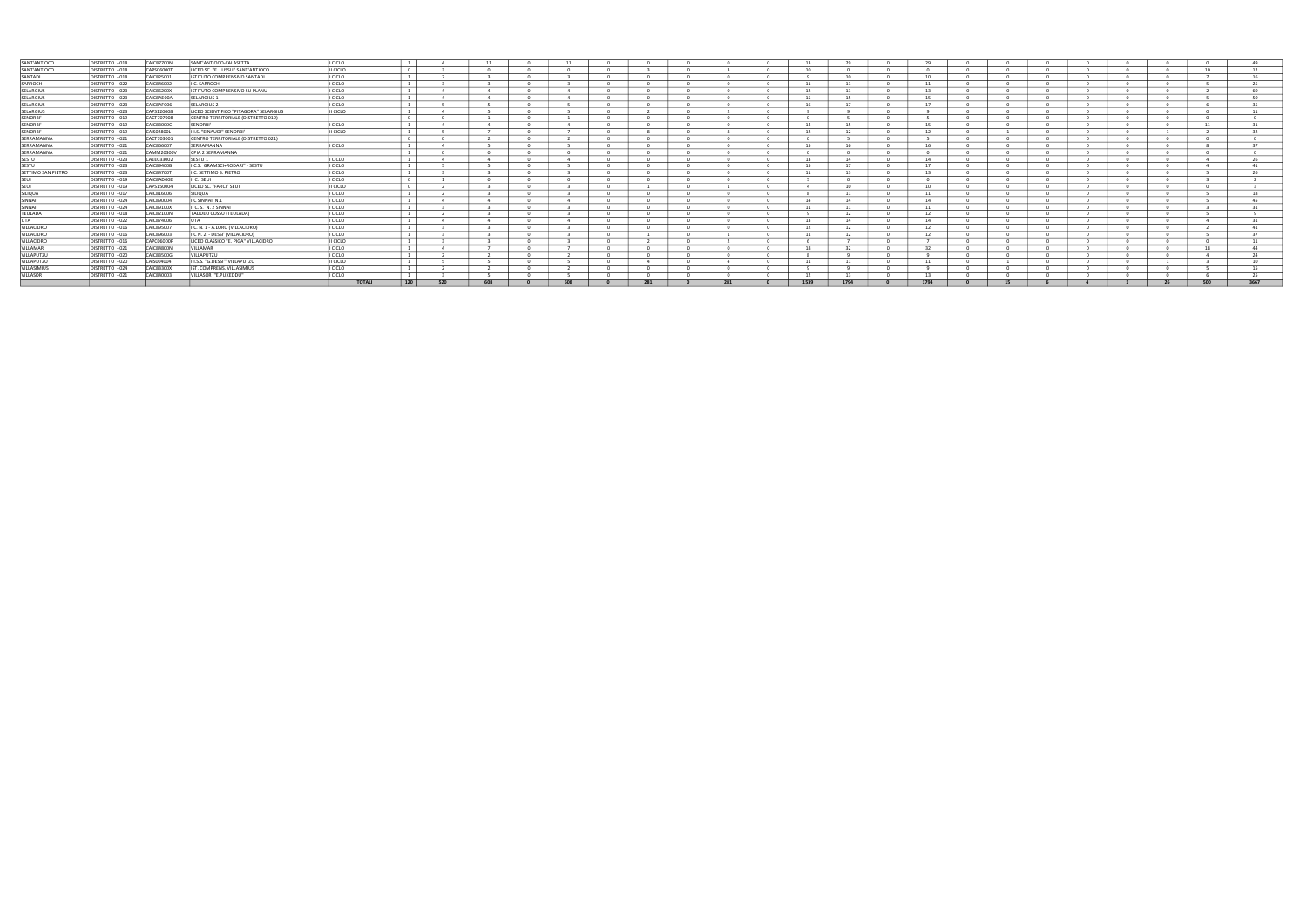| | | | | | | | | | | | | | | | | | | | | | | | | | | | |
|---|---|---|---|---|---|---|---|---|---|---|---|---|---|---|---|---|---|---|---|---|---|---|---|---|---|---|---|
| SANT'ANTIOCO | DISTRETTO -018 | CAIC87700N | SANT'ANTIOCO-CALASETTA | I CICLO | 1 | 4 | 11 | 0 | 11 | 0 | 0 | 0 | 0 | 0 | 13 | 29 | 0 | 29 | 0 | 0 | 0 | 0 | 0 | 0 | 0 | 0 | 49 |
| SANT'ANTIOCO | DISTRETTO -018 | CAPS06000T | LICEO SC. "E. LUSSU" SANT'ANTIOCO | II CICLO | 0 | 3 | 0 | 0 | 0 | 0 | 3 | 0 | 3 | 0 | 10 | 0 | 0 | 0 | 0 | 0 | 0 | 0 | 0 | 0 | 0 | 10 | 12 |
| SANTADI | DISTRETTO -018 | CAIC825001 | ISTITUTO COMPRENSIVO SANTADI | I CICLO | 1 | 2 | 3 | 0 | 3 | 0 | 0 | 0 | 0 | 0 | 9 | 10 | 0 | 10 | 0 | 0 | 0 | 0 | 0 | 0 | 0 | 7 | 16 |
| SARROCH | DISTRETTO -022 | CAIC84600Z | I.C. SARROCH | I CICLO | 1 | 3 | 3 | 0 | 3 | 0 | 0 | 0 | 0 | 0 | 11 | 11 | 0 | 11 | 0 | 0 | 0 | 0 | 0 | 0 | 0 | 5 | 25 |
| SELARGIUS | DISTRETTO -023 | CAIC86200X | ISTITUTO COMPRENSIVO SU PLANU | I CICLO | 1 | 4 | 4 | 0 | 4 | 0 | 0 | 0 | 0 | 0 | 12 | 13 | 0 | 13 | 0 | 0 | 0 | 0 | 0 | 0 | 0 | 2 | 60 |
| SELARGIUS | DISTRETTO -023 | CAIC8AE00A | SELARGIUS 1 | I CICLO | 1 | 4 | 4 | 0 | 4 | 0 | 0 | 0 | 0 | 0 | 15 | 15 | 0 | 15 | 0 | 0 | 0 | 0 | 0 | 0 | 0 | 5 | 50 |
| SELARGIUS | DISTRETTO -023 | CAIC8AF006 | SELARGIUS 2 | I CICLO | 1 | 5 | 5 | 0 | 5 | 0 | 0 | 0 | 0 | 0 | 16 | 17 | 0 | 17 | 0 | 0 | 0 | 0 | 0 | 0 | 0 | 6 | 35 |
| SELARGIUS | DISTRETTO -023 | CAPS120008 | LICEO SCIENTIFICO "PITAGORA" SELARGIUS | II CICLO | 1 | 4 | 5 | 0 | 5 | 0 | 2 | 0 | 2 | 0 | 9 | 9 | 0 | 9 | 0 | 0 | 0 | 0 | 0 | 0 | 0 | 0 | 11 |
| SENORBI' | DISTRETTO -019 | CACT70700B | CENTRO TERRITORIALE (DISTRETTO 019) | | 0 | 0 | 1 | 0 | 1 | 0 | 0 | 0 | 0 | 0 | 0 | 5 | 0 | 5 | 0 | 0 | 0 | 0 | 0 | 0 | 0 | 0 | 0 |
| SENORBI' | DISTRETTO -019 | CAIC83000C | SENORBI' | I CICLO | 1 | 4 | 4 | 0 | 4 | 0 | 0 | 0 | 0 | 0 | 14 | 15 | 0 | 15 | 0 | 0 | 0 | 0 | 0 | 0 | 0 | 11 | 31 |
| SENORBI' | DISTRETTO -019 | CAIS02800L | I.I.S. "EINAUDI" SENORBI' | II CICLO | 1 | 5 | 7 | 0 | 7 | 0 | 8 | 0 | 8 | 0 | 12 | 12 | 0 | 12 | 0 | 1 | 0 | 0 | 0 | 0 | 1 | 2 | 32 |
| SERRAMANNA | DISTRETTO -021 | CACT703001 | CENTRO TERRITORIALE (DISTRETTO 021) | | 0 | 0 | 2 | 0 | 2 | 0 | 0 | 0 | 0 | 0 | 0 | 5 | 0 | 5 | 0 | 0 | 0 | 0 | 0 | 0 | 0 | 0 | 0 |
| SERRAMANNA | DISTRETTO -021 | CAIC866007 | SERRAMANNA | I CICLO | 1 | 4 | 5 | 0 | 5 | 0 | 0 | 0 | 0 | 0 | 15 | 16 | 0 | 16 | 0 | 0 | 0 | 0 | 0 | 0 | 0 | 8 | 37 |
| SERRAMANNA | DISTRETTO -021 | CAMM20300V | CPIA 2 SERRAMANNA | | 1 | 0 | 0 | 0 | 0 | 0 | 0 | 0 | 0 | 0 | 0 | 0 | 0 | 0 | 0 | 0 | 0 | 0 | 0 | 0 | 0 | 0 | 0 |
| SESTU | DISTRETTO -023 | CAEE033002 | SESTU 1 | I CICLO | 1 | 4 | 4 | 0 | 4 | 0 | 0 | 0 | 0 | 0 | 13 | 14 | 0 | 14 | 0 | 0 | 0 | 0 | 0 | 0 | 0 | 4 | 26 |
| SESTU | DISTRETTO -023 | CAIC89400B | I.C.S. GRAMSCI-RODARI" - SESTU | I CICLO | 1 | 5 | 5 | 0 | 5 | 0 | 0 | 0 | 0 | 0 | 15 | 17 | 0 | 17 | 0 | 0 | 0 | 0 | 0 | 0 | 0 | 4 | 41 |
| SETTIMO SAN PIETRO | DISTRETTO -023 | CAIC84700T | I.C. SETTIMO S. PIETRO | I CICLO | 1 | 3 | 3 | 0 | 3 | 0 | 0 | 0 | 0 | 0 | 11 | 13 | 0 | 13 | 0 | 0 | 0 | 0 | 0 | 0 | 0 | 5 | 26 |
| SEUI | DISTRETTO -019 | CAIC8AD00E | I. C. SEUI | I CICLO | 0 | 1 | 0 | 0 | 0 | 0 | 0 | 0 | 0 | 0 | 5 | 0 | 0 | 0 | 0 | 0 | 0 | 0 | 0 | 0 | 0 | 3 | 2 |
| SEUI | DISTRETTO -019 | CAPS150004 | LICEO SC. "FARCI" SEUI | II CICLO | 0 | 2 | 3 | 0 | 3 | 0 | 1 | 0 | 1 | 0 | 4 | 10 | 0 | 10 | 0 | 0 | 0 | 0 | 0 | 0 | 0 | 0 | 3 |
| SILIQUA | DISTRETTO -017 | CAIC816006 | SILIQUA | I CICLO | 1 | 2 | 3 | 0 | 3 | 0 | 0 | 0 | 0 | 0 | 8 | 11 | 0 | 11 | 0 | 0 | 0 | 0 | 0 | 0 | 0 | 5 | 18 |
| SINNAI | DISTRETTO -024 | CAIC890004 | I.C SINNAI N.1 | I CICLO | 1 | 4 | 4 | 0 | 4 | 0 | 0 | 0 | 0 | 0 | 14 | 14 | 0 | 14 | 0 | 0 | 0 | 0 | 0 | 0 | 0 | 5 | 45 |
| SINNAI | DISTRETTO -024 | CAIC89100X | I. C. S. N. 2 SINNAI | I CICLO | 1 | 3 | 3 | 0 | 3 | 0 | 0 | 0 | 0 | 0 | 11 | 11 | 0 | 11 | 0 | 0 | 0 | 0 | 0 | 0 | 0 | 3 | 31 |
| TEULADA | DISTRETTO -018 | CAIC82100N | TADDEO COSSU (TEULADA) | I CICLO | 1 | 2 | 3 | 0 | 3 | 0 | 0 | 0 | 0 | 0 | 9 | 12 | 0 | 12 | 0 | 0 | 0 | 0 | 0 | 0 | 0 | 5 | 9 |
| UTA | DISTRETTO -022 | CAIC874006 | UTA | I CICLO | 1 | 4 | 4 | 0 | 4 | 0 | 0 | 0 | 0 | 0 | 13 | 14 | 0 | 14 | 0 | 0 | 0 | 0 | 0 | 0 | 0 | 4 | 31 |
| VILLACIDRO | DISTRETTO -016 | CAIC895007 | I.C N. 1 - A.LORU (VILLACIDRO) | I CICLO | 1 | 3 | 3 | 0 | 3 | 0 | 0 | 0 | 0 | 0 | 12 | 12 | 0 | 12 | 0 | 0 | 0 | 0 | 0 | 0 | 0 | 2 | 41 |
| VILLACIDRO | DISTRETTO -016 | CAIC896003 | I.C N. 2 - DESSI' (VILLACIDRO) | I CICLO | 1 | 3 | 3 | 0 | 3 | 0 | 1 | 0 | 1 | 0 | 11 | 12 | 0 | 12 | 0 | 0 | 0 | 0 | 0 | 0 | 0 | 5 | 37 |
| VILLACIDRO | DISTRETTO -016 | CAPC06000P | LICEO CLASSICO "E. PIGA" VILLACIDRO | II CICLO | 1 | 3 | 3 | 0 | 3 | 0 | 2 | 0 | 2 | 0 | 6 | 7 | 0 | 7 | 0 | 0 | 0 | 0 | 0 | 0 | 0 | 0 | 11 |
| VILLAMAR | DISTRETTO -021 | CAIC84800N | VILLAMAR | I CICLO | 1 | 4 | 7 | 0 | 7 | 0 | 0 | 0 | 0 | 0 | 18 | 32 | 0 | 32 | 0 | 0 | 0 | 0 | 0 | 0 | 0 | 18 | 44 |
| VILLAPUTZU | DISTRETTO -020 | CAIC83500G | VILLAPUTZU | I CICLO | 1 | 2 | 2 | 0 | 2 | 0 | 0 | 0 | 0 | 0 | 8 | 9 | 0 | 9 | 0 | 0 | 0 | 0 | 0 | 0 | 0 | 4 | 24 |
| VILLAPUTZU | DISTRETTO -020 | CAIS004004 | I.I.S.S. "G.DESSI" VILLAPUTZU | II CICLO | 1 | 5 | 5 | 0 | 5 | 0 | 4 | 0 | 4 | 0 | 11 | 11 | 0 | 11 | 0 | 1 | 0 | 0 | 0 | 0 | 1 | 3 | 10 |
| VILLASIMIUS | DISTRETTO -024 | CAIC83300X | IST. COMPRENS. VILLASIMIUS | I CICLO | 1 | 2 | 2 | 0 | 2 | 0 | 0 | 0 | 0 | 0 | 9 | 9 | 0 | 9 | 0 | 0 | 0 | 0 | 0 | 0 | 0 | 5 | 15 |
| VILLASOR | DISTRETTO -021 | CAIC840003 | VILLASOR "E.PUXEDDU" | I CICLO | 1 | 3 | 5 | 0 | 5 | 0 | 0 | 0 | 0 | 0 | 12 | 13 | 0 | 13 | 0 | 0 | 0 | 0 | 0 | 0 | 0 | 6 | 25 |
| | | | | TOTALI | 120 | 520 | 608 | 0 | 608 | 0 | 281 | 0 | 281 | 0 | 1539 | 1794 | 0 | 1794 | 0 | 15 | 6 | 4 | 1 | | 26 | 500 | 3667 |